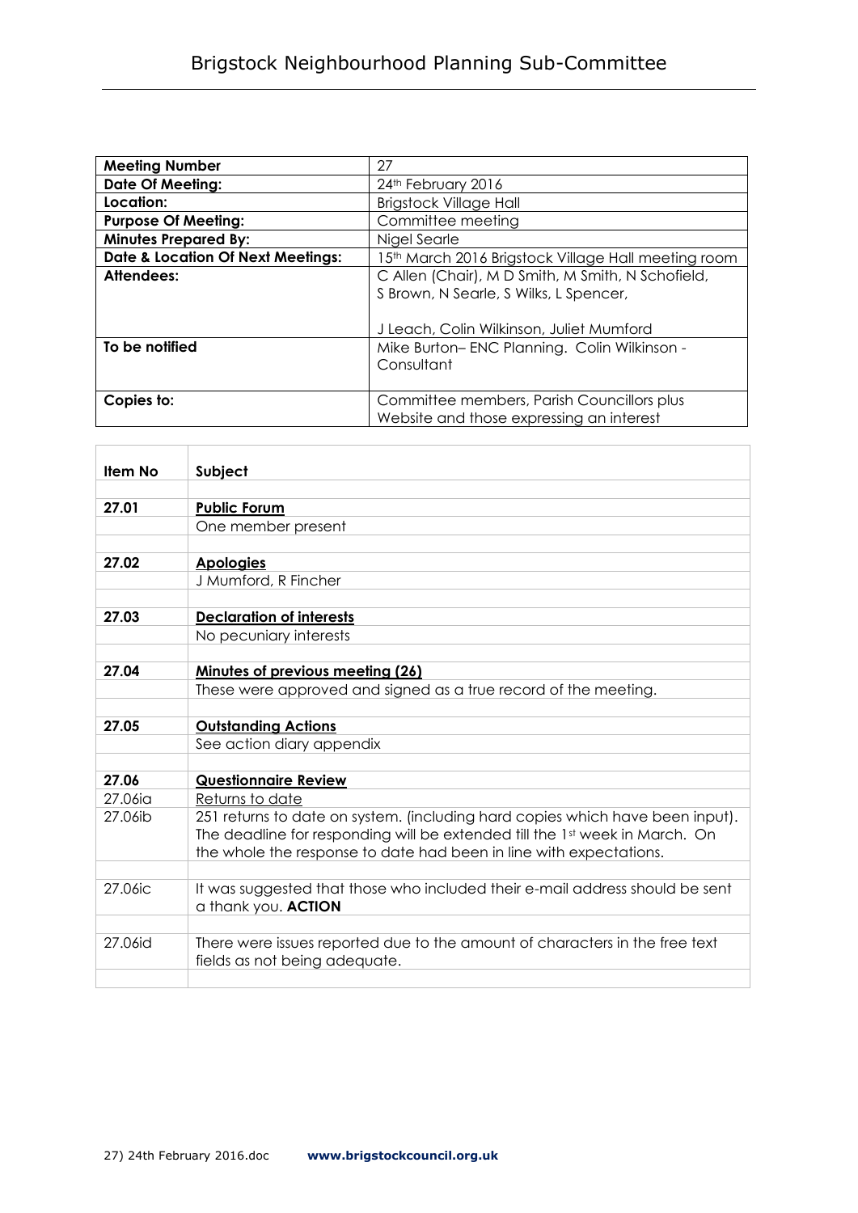# Brigstock Neighbourhood Planning Sub-Committee

| | |
|---|---|
| **Meeting Number** | 27 |
| **Date Of Meeting:** | 24th February 2016 |
| **Location:** | Brigstock Village Hall |
| **Purpose Of Meeting:** | Committee meeting |
| **Minutes Prepared By:** | Nigel Searle |
| **Date & Location Of Next Meetings:** | 15th March 2016 Brigstock Village Hall meeting room |
| **Attendees:** | C Allen (Chair), M D Smith, M Smith, N Schofield, S Brown, N Searle, S Wilks, L Spencer, J Leach, Colin Wilkinson, Juliet Mumford |
| **To be notified** | Mike Burton– ENC Planning. Colin Wilkinson - Consultant |
| **Copies to:** | Committee members, Parish Councillors plus Website and those expressing an interest |

| **Item No** | **Subject** |
|---|---|
| **27.01** | **Public Forum** |
| | One member present |
| **27.02** | **Apologies** |
| | J Mumford, R Fincher |
| **27.03** | **Declaration of interests** |
| | No pecuniary interests |
| **27.04** | **Minutes of previous meeting (26)** |
| | These were approved and signed as a true record of the meeting. |
| **27.05** | **Outstanding Actions** |
| | See action diary appendix |
| **27.06** | **Questionnaire Review** |
| 27.06ia | Returns to date |
| 27.06ib | 251 returns to date on system. (including hard copies which have been input). The deadline for responding will be extended till the 1st week in March. On the whole the response to date had been in line with expectations. |
| 27.06ic | It was suggested that those who included their e-mail address should be sent a thank you. **ACTION** |
| 27.06id | There were issues reported due to the amount of characters in the free text fields as not being adequate. |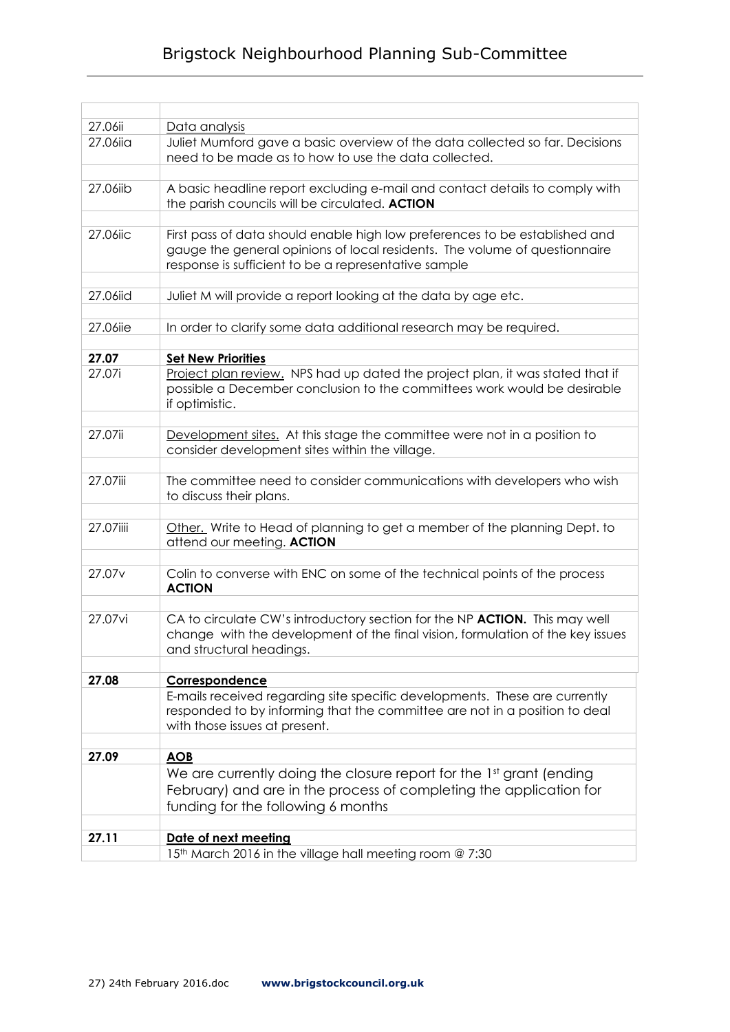| | |
|---|---|
| 27.06ii | Data analysis |
| 27.06iia | Juliet Mumford gave a basic overview of the data collected so far. Decisions need to be made as to how to use the data collected. |
| | |
| 27.06iib | A basic headline report excluding e-mail and contact details to comply with the parish councils will be circulated. **ACTION** |
| | |
| 27.06iic | First pass of data should enable high low preferences to be established and gauge the general opinions of local residents. The volume of questionnaire response is sufficient to be a representative sample |
| | |
| 27.06iid | Juliet M will provide a report looking at the data by age etc. |
| | |
| 27.06iie | In order to clarify some data additional research may be required. |
| | |
| **27.07** | **Set New Priorities** |
| 27.07i | Project plan review. NPS had up dated the project plan, it was stated that if possible a December conclusion to the committees work would be desirable if optimistic. |
| | |
| 27.07ii | Development sites. At this stage the committee were not in a position to consider development sites within the village. |
| | |
| 27.07iii | The committee need to consider communications with developers who wish to discuss their plans. |
| | |
| 27.07iiii | Other. Write to Head of planning to get a member of the planning Dept. to attend our meeting. **ACTION** |
| | |
| 27.07v | Colin to converse with ENC on some of the technical points of the process **ACTION** |
| | |
| 27.07vi | CA to circulate CW's introductory section for the NP **ACTION.** This may well change with the development of the final vision, formulation of the key issues and structural headings. |
| | |
| **27.08** | **Correspondence** |
| | E-mails received regarding site specific developments. These are currently responded to by informing that the committee are not in a position to deal with those issues at present. |
| | |
| **27.09** | **AOB** |
| | We are currently doing the closure report for the 1st grant (ending February) and are in the process of completing the application for funding for the following 6 months |
| | |
| **27.11** | **Date of next meeting** |
| | 15th March 2016 in the village hall meeting room @ 7:30 |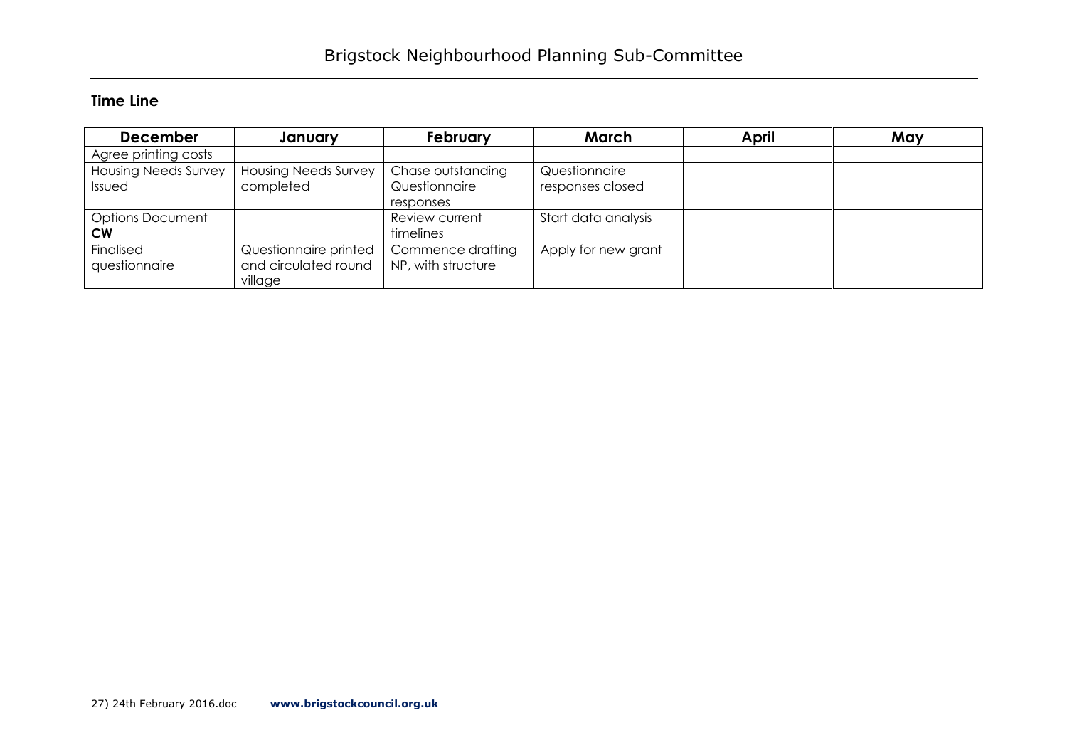## Time Line

| December | January | February | March | April | May |
|---|---|---|---|---|---|
| Agree printing costs | | | | | |
| Housing Needs Survey Issued | Housing Needs Survey completed | Chase outstanding Questionnaire responses | Questionnaire responses closed | | |
| Options Document **CW** | | Review current timelines | Start data analysis | | |
| Finalised questionnaire | Questionnaire printed and circulated round village | Commence drafting NP, with structure | Apply for new grant | | |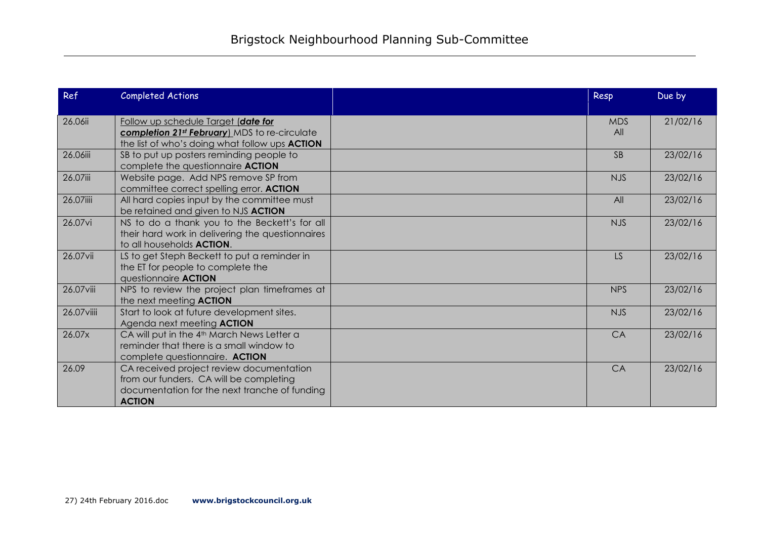# Brigstock Neighbourhood Planning Sub-Committee

| Ref | Completed Actions | | Resp | Due by |
|---|---|---|---|---|
| 26.06ii | Follow up schedule Target (***date for completion 21st February***) MDS to re-circulate the list of who's doing what follow ups **ACTION** | | MDS All | 21/02/16 |
| 26.06iii | SB to put up posters reminding people to complete the questionnaire **ACTION** | | SB | 23/02/16 |
| 26.07iii | Website page. Add NPS remove SP from committee correct spelling error. **ACTION** | | NJS | 23/02/16 |
| 26.07iiii | All hard copies input by the committee must be retained and given to NJS **ACTION** | | All | 23/02/16 |
| 26.07vi | NS to do a thank you to the Beckett's for all their hard work in delivering the questionnaires to all households **ACTION**. | | NJS | 23/02/16 |
| 26.07vii | LS to get Steph Beckett to put a reminder in the ET for people to complete the questionnaire **ACTION** | | LS | 23/02/16 |
| 26.07viii | NPS to review the project plan timeframes at the next meeting **ACTION** | | NPS | 23/02/16 |
| 26.07viiii | Start to look at future development sites. Agenda next meeting **ACTION** | | NJS | 23/02/16 |
| 26.07x | CA will put in the 4th March News Letter a reminder that there is a small window to complete questionnaire. **ACTION** | | CA | 23/02/16 |
| 26.09 | CA received project review documentation from our funders. CA will be completing documentation for the next tranche of funding **ACTION** | | CA | 23/02/16 |

27) 24th February 2016.doc **www.brigstockcouncil.org.uk**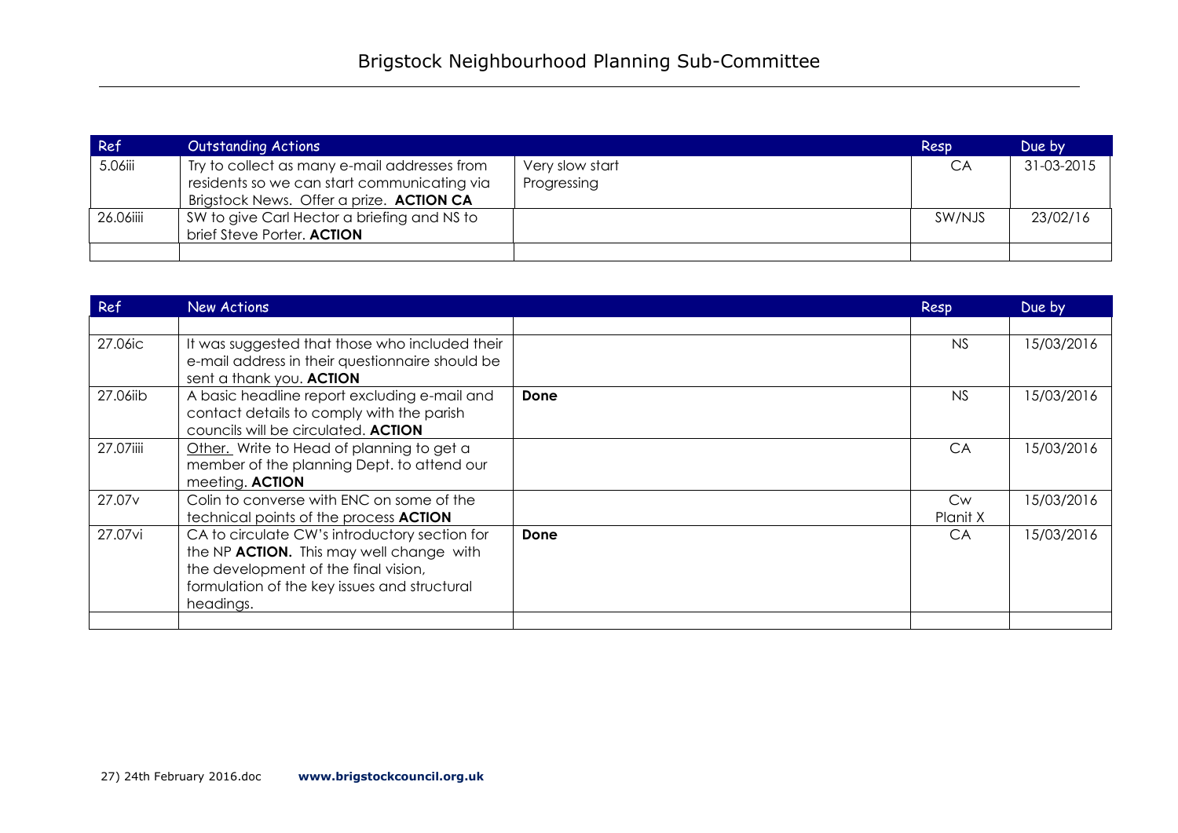# Brigstock Neighbourhood Planning Sub-Committee

| Ref | Outstanding Actions | | Resp | Due by |
|---|---|---|---|---|
| 5.06iii | Try to collect as many e-mail addresses from residents so we can start communicating via Brigstock News. Offer a prize. **ACTION CA** | Very slow start Progressing | CA | 31-03-2015 |
| 26.06iiii | SW to give Carl Hector a briefing and NS to brief Steve Porter. **ACTION** | | SW/NJS | 23/02/16 |
| | | | | |

| Ref | New Actions | | Resp | Due by |
|---|---|---|---|---|
| | | | | |
| 27.06ic | It was suggested that those who included their e-mail address in their questionnaire should be sent a thank you. **ACTION** | | NS | 15/03/2016 |
| 27.06iib | A basic headline report excluding e-mail and contact details to comply with the parish councils will be circulated. **ACTION** | **Done** | NS | 15/03/2016 |
| 27.07iiii | Other. Write to Head of planning to get a member of the planning Dept. to attend our meeting. **ACTION** | | CA | 15/03/2016 |
| 27.07v | Colin to converse with ENC on some of the technical points of the process **ACTION** | | Cw Planit X | 15/03/2016 |
| 27.07vi | CA to circulate CW's introductory section for the NP **ACTION.** This may well change with the development of the final vision, formulation of the key issues and structural headings. | **Done** | CA | 15/03/2016 |
| | | | | |

27) 24th February 2016.doc **www.brigstockcouncil.org.uk**